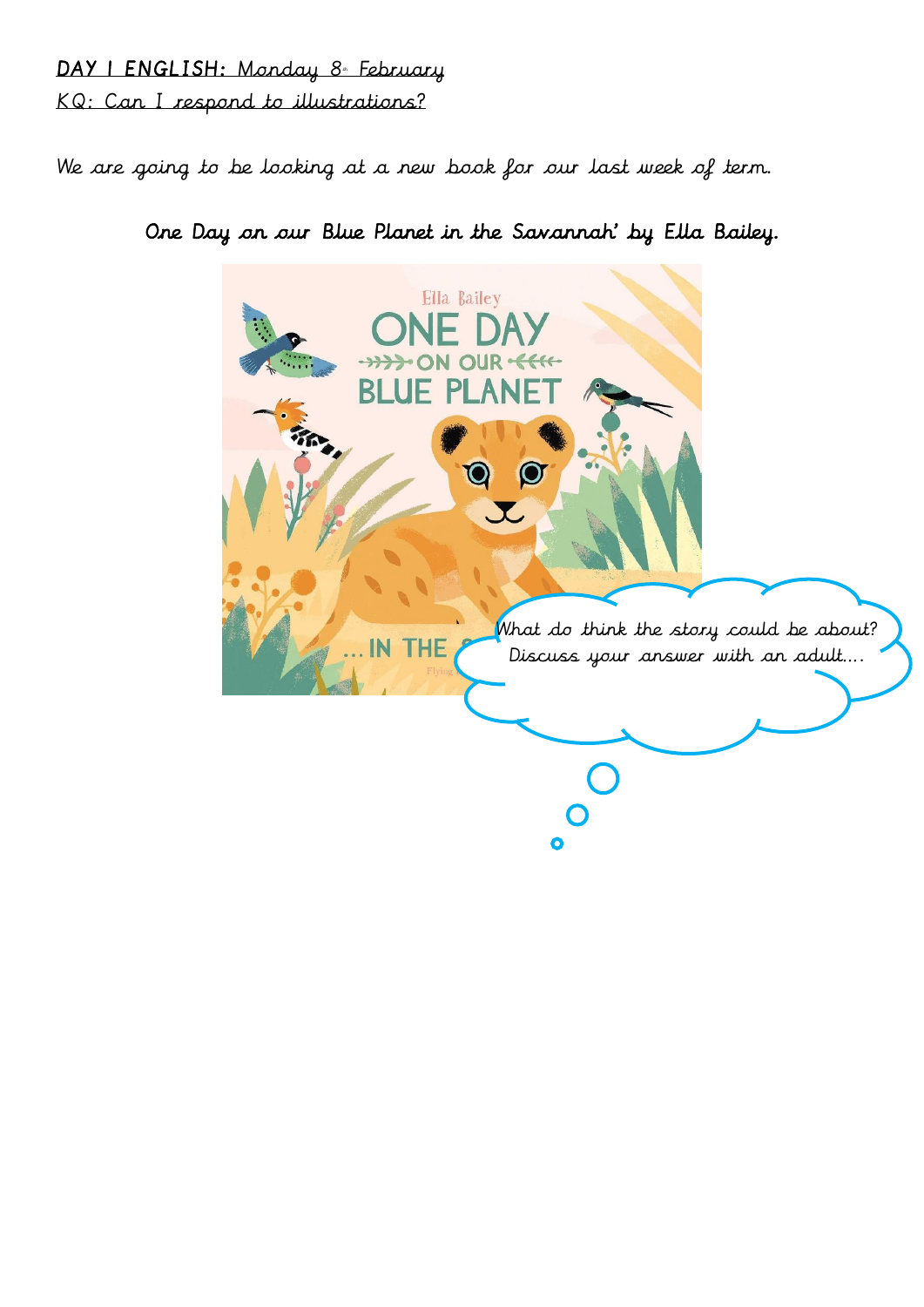**DAY 1 ENGLISH:** Monday 8th February

KQ: Can I respond to illustrations?

We are going to be looking at a new book for our last week of term.

One Day on our Blue Planet in the Savannah' by Ella Bailey.

What do think the story could be about? Discuss your answer with an adult....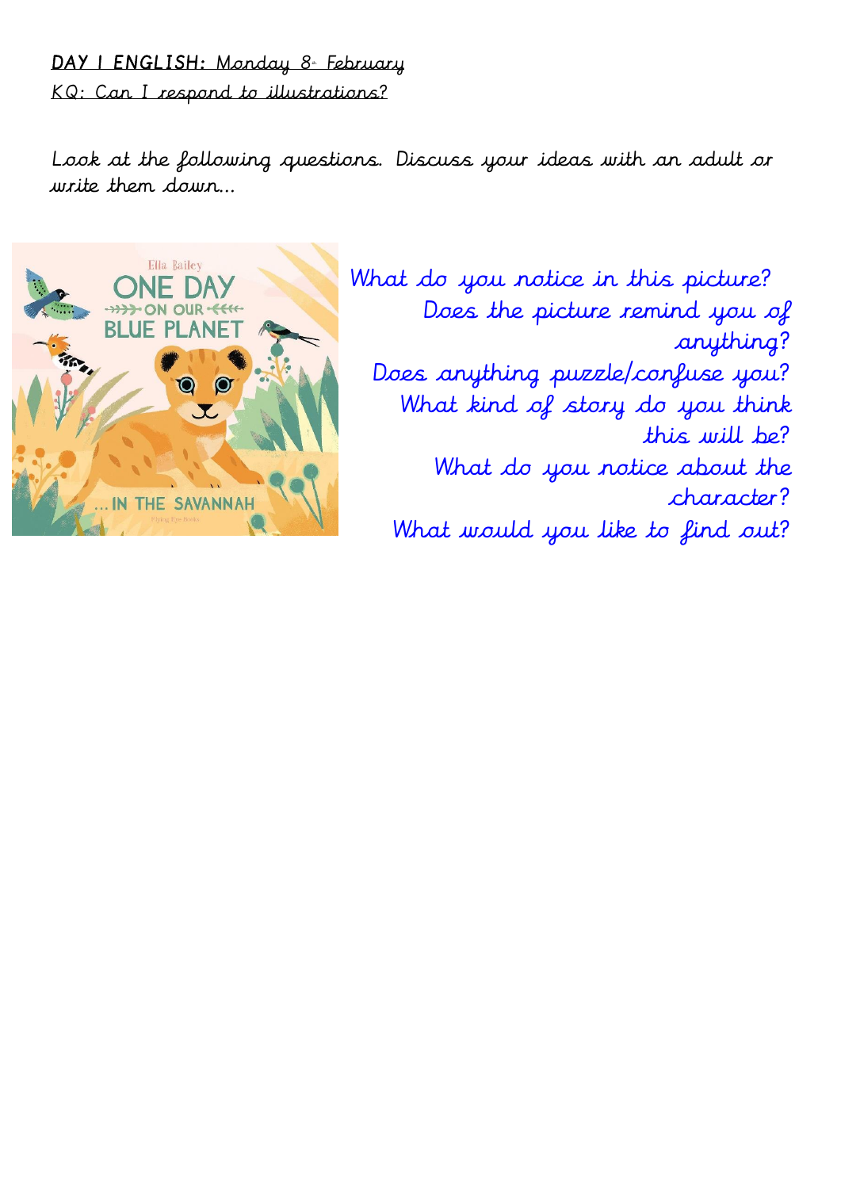**DAY 1 ENGLISH:** Monday 8th February

KQ: Can I respond to illustrations?

Look at the following questions. Discuss your ideas with an adult or write them down...

What do you notice in this picture?

Does the picture remind you of anything?

Does anything puzzle/confuse you?

What kind of story do you think this will be?

What do you notice about the character?

What would you like to find out?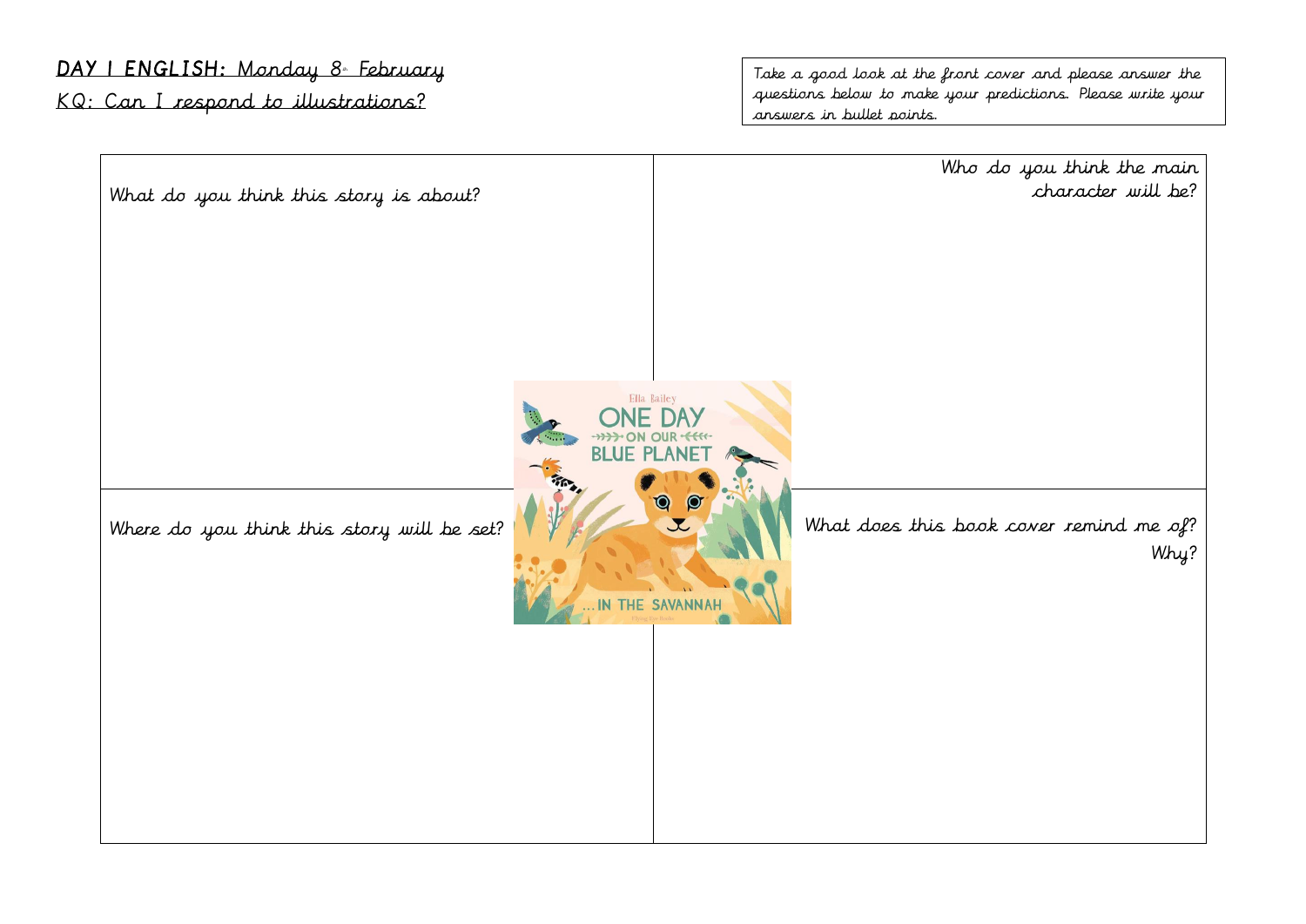**DAY 1 ENGLISH:** Monday 8th February

KQ: Can I respond to illustrations?

Take a good look at the front cover and please answer the questions below to make your predictions. Please write your answers in bullet points.

| What do you think this story is about? | Who do you think the main character will be? |
| --- | --- |
| Where do you think this story will be set? | What does this book cover remind me of? Why? |

Ella Bailey

ONE DAY ON OUR BLUE PLANET

...IN THE SAVANNAH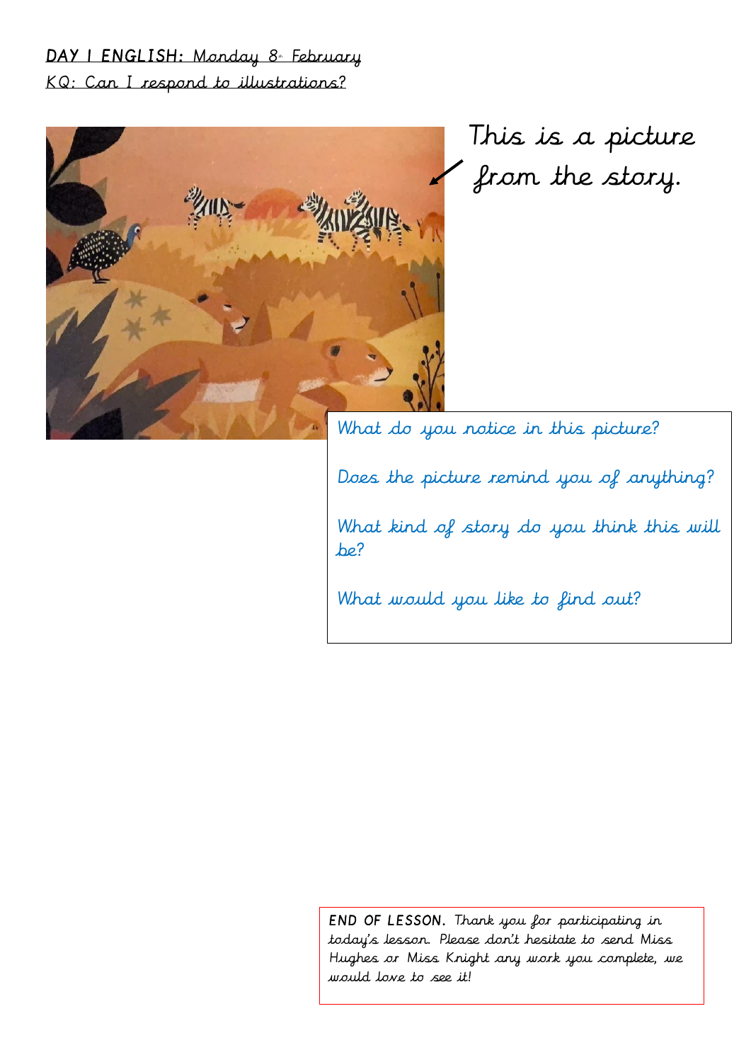**DAY 1 ENGLISH:** Monday 8th February

KQ: Can I respond to illustrations?

This is a picture from the story.

What do you notice in this picture?

Does the picture remind you of anything?

What kind of story do you think this will be?

What would you like to find out?

**END OF LESSON.** Thank you for participating in today's lesson. Please don't hesitate to send Miss Hughes or Miss Knight any work you complete, we would love to see it!